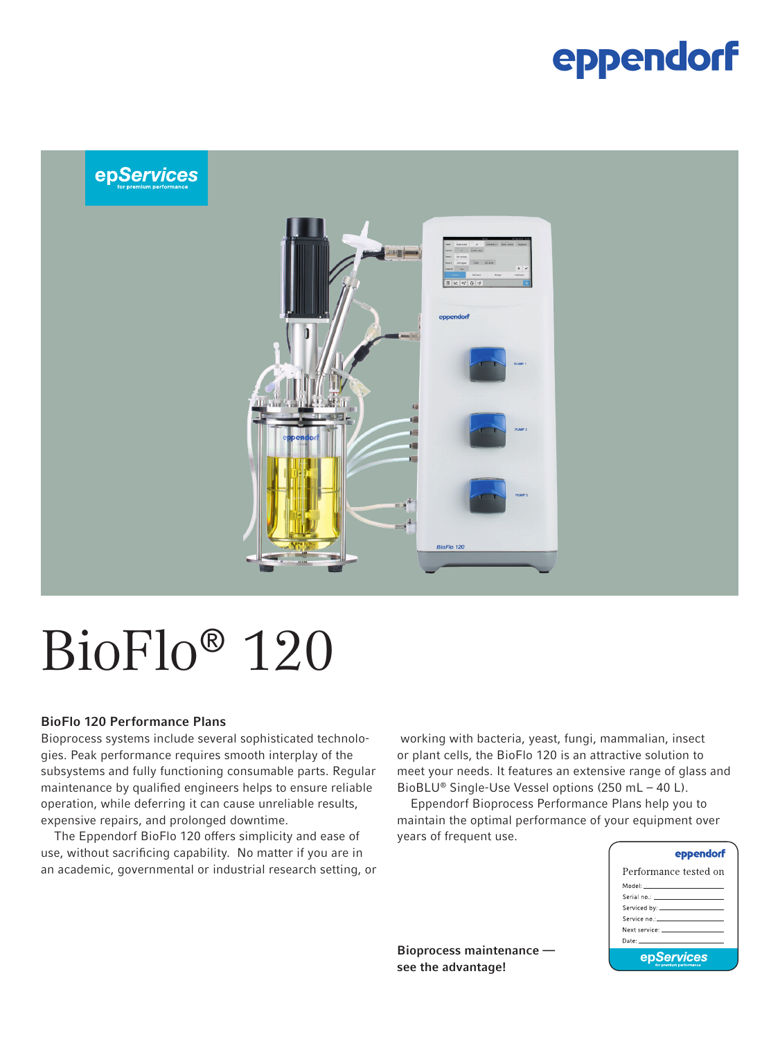# BioFlo® 120

### BioFlo 120 Performance Plans

Bioprocess systems include several sophisticated technologies. Peak performance requires smooth interplay of the subsystems and fully functioning consumable parts. Regular maintenance by qualified engineers helps to ensure reliable operation, while deferring it can cause unreliable results, expensive repairs, and prolonged downtime.

The Eppendorf BioFlo 120 offers simplicity and ease of use, without sacrificing capability. No matter if you are in an academic, governmental or industrial research setting, or working with bacteria, yeast, fungi, mammalian, insect or plant cells, the BioFlo 120 is an attractive solution to meet your needs. It features an extensive range of glass and BioBLU® Single-Use Vessel options (250 mL – 40 L).

Eppendorf Bioprocess Performance Plans help you to maintain the optimal performance of your equipment over years of frequent use.

**Bioprocess maintenance — see the advantage!**

eppendorf

Performance tested on

Model:

Serial no.:

Serviced by:

Service no.:

Next service:

Date:

epServices for premium performance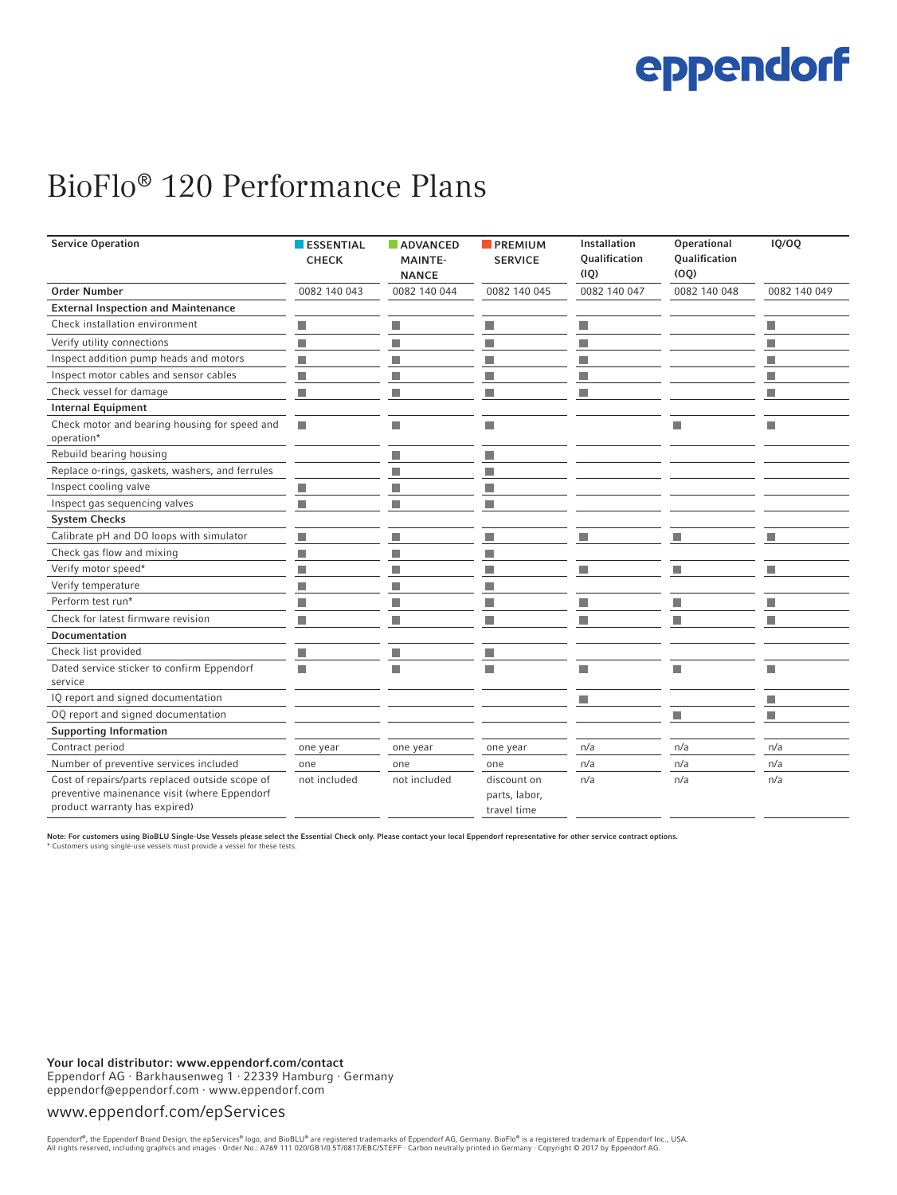# BioFlo® 120 Performance Plans

| Service Operation | ESSENTIAL CHECK | ADVANCED MAINTE­NANCE | PREMIUM SERVICE | Installation Qualification (IQ) | Operational Qualification (OQ) | IQ/OQ |
|---|---|---|---|---|---|---|
| **Order Number** | 0082 140 043 | 0082 140 044 | 0082 140 045 | 0082 140 047 | 0082 140 048 | 0082 140 049 |
| **External Inspection and Maintenance** | | | | | | |
| Check installation environment | ■ | ■ | ■ | ■ | | ■ |
| Verify utility connections | ■ | ■ | ■ | ■ | | ■ |
| Inspect addition pump heads and motors | ■ | ■ | ■ | ■ | | ■ |
| Inspect motor cables and sensor cables | ■ | ■ | ■ | ■ | | ■ |
| Check vessel for damage | ■ | ■ | ■ | ■ | | ■ |
| **Internal Equipment** | | | | | | |
| Check motor and bearing housing for speed and operation* | ■ | ■ | ■ | | ■ | ■ |
| Rebuild bearing housing | | ■ | ■ | | | |
| Replace o-rings, gaskets, washers, and ferrules | | ■ | ■ | | | |
| Inspect cooling valve | ■ | ■ | ■ | | | |
| Inspect gas sequencing valves | ■ | ■ | ■ | | | |
| **System Checks** | | | | | | |
| Calibrate pH and DO loops with simulator | ■ | ■ | ■ | ■ | ■ | ■ |
| Check gas flow and mixing | ■ | ■ | ■ | | | |
| Verify motor speed* | ■ | ■ | ■ | ■ | ■ | ■ |
| Verify temperature | ■ | ■ | ■ | | | |
| Perform test run* | ■ | ■ | ■ | ■ | ■ | ■ |
| Check for latest firmware revision | ■ | ■ | ■ | ■ | ■ | ■ |
| **Documentation** | | | | | | |
| Check list provided | ■ | ■ | ■ | | | |
| Dated service sticker to confirm Eppendorf service | ■ | ■ | ■ | ■ | ■ | ■ |
| IQ report and signed documentation | | | | ■ | | ■ |
| OQ report and signed documentation | | | | | ■ | ■ |
| **Supporting Information** | | | | | | |
| Contract period | one year | one year | one year | n/a | n/a | n/a |
| Number of preventive services included | one | one | one | n/a | n/a | n/a |
| Cost of repairs/parts replaced outside scope of preventive mainenance visit (where Eppendorf product warranty has expired) | not included | not included | discount on parts, labor, travel time | n/a | n/a | n/a |

**Note: For customers using BioBLU Single-Use Vessels please select the Essential Check only. Please contact your local Eppendorf representative for other service contract options.**
* Customers using single-use vessels must provide a vessel for these tests.

**Your local distributor: www.eppendorf.com/contact**
Eppendorf AG · Barkhausenweg 1 · 22339 Hamburg · Germany
eppendorf@eppendorf.com · www.eppendorf.com

www.eppendorf.com/epServices

Eppendorf®, the Eppendorf Brand Design, the epServices® logo, and BioBLU® are registered trademarks of Eppendorf AG, Germany. BioFlo® is a registered trademark of Eppendorf Inc., USA.
All rights reserved, including graphics and images · Order No.: A769 111 020/GB1/0.5T/0817/EBC/STEFF · Carbon neutrally printed in Germany · Copyright © 2017 by Eppendorf AG.